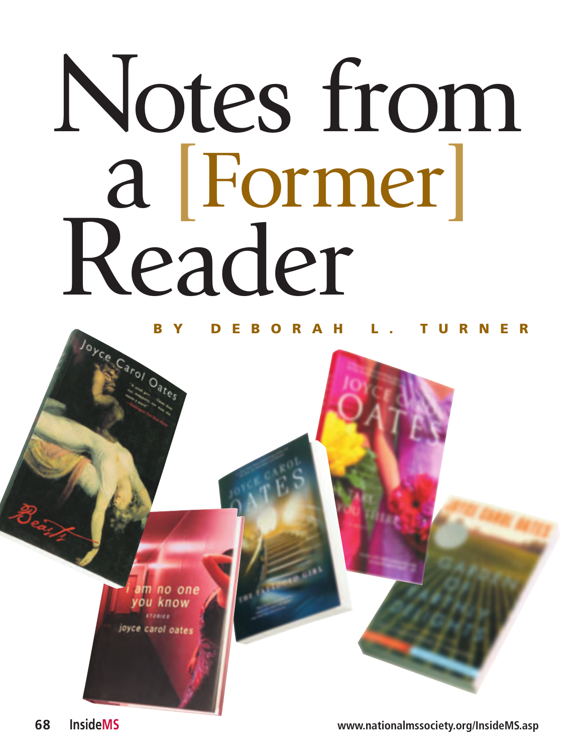# Notes from a [Former] Reader

**BY DEBORAH L. TURNER**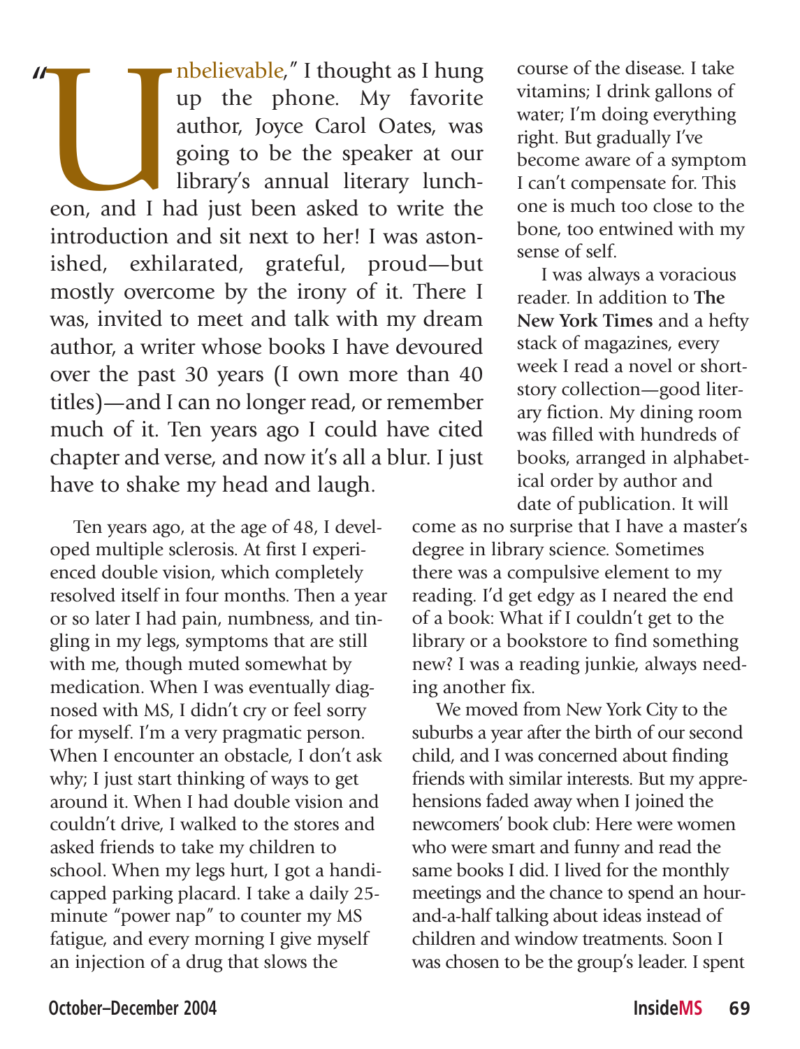"Unbelievable," I thought as I hung up the phone. My favorite author, Joyce Carol Oates, was going to be the speaker at our library's annual literary luncheon, and I had just been asked to write the introduction and sit next to her! I was astonished, exhilarated, grateful, proud—but mostly overcome by the irony of it. There I was, invited to meet and talk with my dream author, a writer whose books I have devoured over the past 30 years (I own more than 40 titles)—and I can no longer read, or remember much of it. Ten years ago I could have cited chapter and verse, and now it's all a blur. I just have to shake my head and laugh.

Ten years ago, at the age of 48, I developed multiple sclerosis. At first I experienced double vision, which completely resolved itself in four months. Then a year or so later I had pain, numbness, and tingling in my legs, symptoms that are still with me, though muted somewhat by medication. When I was eventually diagnosed with MS, I didn't cry or feel sorry for myself. I'm a very pragmatic person. When I encounter an obstacle, I don't ask why; I just start thinking of ways to get around it. When I had double vision and couldn't drive, I walked to the stores and asked friends to take my children to school. When my legs hurt, I got a handicapped parking placard. I take a daily 25-minute "power nap" to counter my MS fatigue, and every morning I give myself an injection of a drug that slows the course of the disease. I take vitamins; I drink gallons of water; I'm doing everything right. But gradually I've become aware of a symptom I can't compensate for. This one is much too close to the bone, too entwined with my sense of self.

I was always a voracious reader. In addition to **The New York Times** and a hefty stack of magazines, every week I read a novel or short-story collection—good literary fiction. My dining room was filled with hundreds of books, arranged in alphabetical order by author and date of publication. It will come as no surprise that I have a master's degree in library science. Sometimes there was a compulsive element to my reading. I'd get edgy as I neared the end of a book: What if I couldn't get to the library or a bookstore to find something new? I was a reading junkie, always needing another fix.

We moved from New York City to the suburbs a year after the birth of our second child, and I was concerned about finding friends with similar interests. But my apprehensions faded away when I joined the newcomers' book club: Here were women who were smart and funny and read the same books I did. I lived for the monthly meetings and the chance to spend an hour-and-a-half talking about ideas instead of children and window treatments. Soon I was chosen to be the group's leader. I spent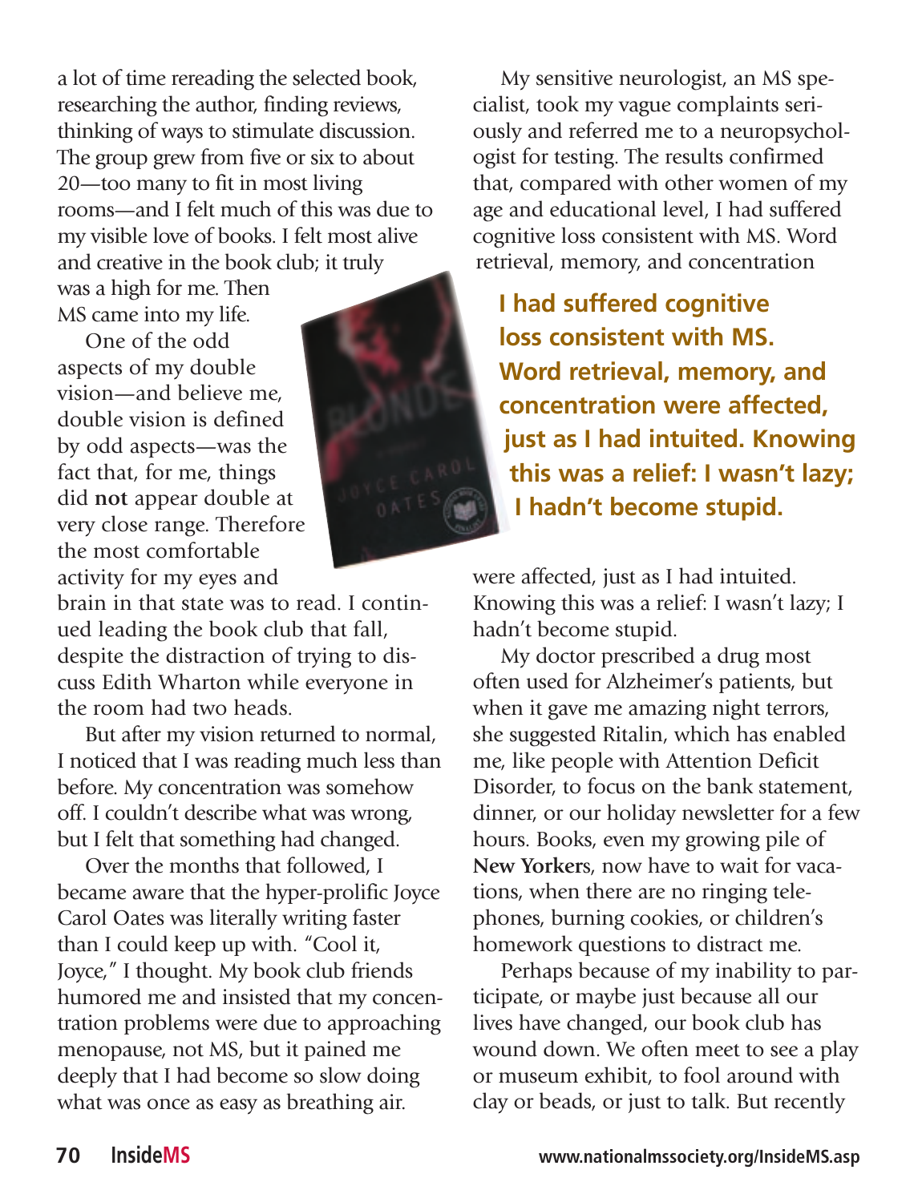a lot of time rereading the selected book, researching the author, finding reviews, thinking of ways to stimulate discussion. The group grew from five or six to about 20—too many to fit in most living rooms—and I felt much of this was due to my visible love of books. I felt most alive and creative in the book club; it truly was a high for me. Then MS came into my life.

One of the odd aspects of my double vision—and believe me, double vision is defined by odd aspects—was the fact that, for me, things did **not** appear double at very close range. Therefore the most comfortable activity for my eyes and brain in that state was to read. I continued leading the book club that fall, despite the distraction of trying to discuss Edith Wharton while everyone in the room had two heads.

But after my vision returned to normal, I noticed that I was reading much less than before. My concentration was somehow off. I couldn't describe what was wrong, but I felt that something had changed.

Over the months that followed, I became aware that the hyper-prolific Joyce Carol Oates was literally writing faster than I could keep up with. "Cool it, Joyce," I thought. My book club friends humored me and insisted that my concentration problems were due to approaching menopause, not MS, but it pained me deeply that I had become so slow doing what was once as easy as breathing air.

My sensitive neurologist, an MS specialist, took my vague complaints seriously and referred me to a neuropsychologist for testing. The results confirmed that, compared with other women of my age and educational level, I had suffered cognitive loss consistent with MS. Word retrieval, memory, and concentration were affected, just as I had intuited. Knowing this was a relief: I wasn't lazy; I hadn't become stupid.

**I had suffered cognitive loss consistent with MS. Word retrieval, memory, and concentration were affected, just as I had intuited. Knowing this was a relief: I wasn't lazy; I hadn't become stupid.**

My doctor prescribed a drug most often used for Alzheimer's patients, but when it gave me amazing night terrors, she suggested Ritalin, which has enabled me, like people with Attention Deficit Disorder, to focus on the bank statement, dinner, or our holiday newsletter for a few hours. Books, even my growing pile of **New Yorkers**, now have to wait for vacations, when there are no ringing telephones, burning cookies, or children's homework questions to distract me.

Perhaps because of my inability to participate, or maybe just because all our lives have changed, our book club has wound down. We often meet to see a play or museum exhibit, to fool around with clay or beads, or just to talk. But recently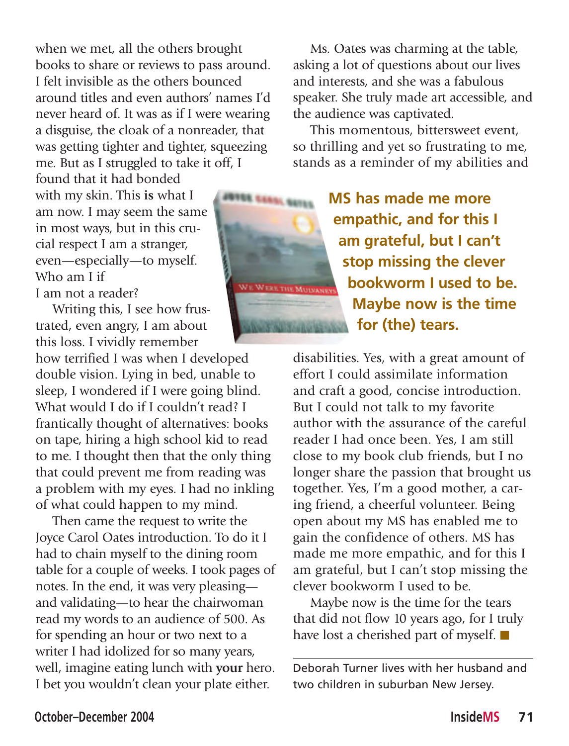when we met, all the others brought books to share or reviews to pass around. I felt invisible as the others bounced around titles and even authors' names I'd never heard of. It was as if I were wearing a disguise, the cloak of a nonreader, that was getting tighter and tighter, squeezing me. But as I struggled to take it off, I found that it had bonded with my skin. This **is** what I am now. I may seem the same in most ways, but in this crucial respect I am a stranger, even—especially—to myself. Who am I if I am not a reader?

Writing this, I see how frustrated, even angry, I am about this loss. I vividly remember how terrified I was when I developed double vision. Lying in bed, unable to sleep, I wondered if I were going blind. What would I do if I couldn't read? I frantically thought of alternatives: books on tape, hiring a high school kid to read to me. I thought then that the only thing that could prevent me from reading was a problem with my eyes. I had no inkling of what could happen to my mind.

Then came the request to write the Joyce Carol Oates introduction. To do it I had to chain myself to the dining room table for a couple of weeks. I took pages of notes. In the end, it was very pleasing—and validating—to hear the chairwoman read my words to an audience of 500. As for spending an hour or two next to a writer I had idolized for so many years, well, imagine eating lunch with **your** hero. I bet you wouldn't clean your plate either.

Ms. Oates was charming at the table, asking a lot of questions about our lives and interests, and she was a fabulous speaker. She truly made art accessible, and the audience was captivated.

This momentous, bittersweet event, so thrilling and yet so frustrating to me, stands as a reminder of my abilities and disabilities. Yes, with a great amount of effort I could assimilate information and craft a good, concise introduction. But I could not talk to my favorite author with the assurance of the careful reader I had once been. Yes, I am still close to my book club friends, but I no longer share the passion that brought us together. Yes, I'm a good mother, a caring friend, a cheerful volunteer. Being open about my MS has enabled me to gain the confidence of others. MS has made me more empathic, and for this I am grateful, but I can't stop missing the clever bookworm I used to be.

**MS has made me more empathic, and for this I am grateful, but I can't stop missing the clever bookworm I used to be. Maybe now is the time for (the) tears.**

Maybe now is the time for the tears that did not flow 10 years ago, for I truly have lost a cherished part of myself. ■

---

Deborah Turner lives with her husband and two children in suburban New Jersey.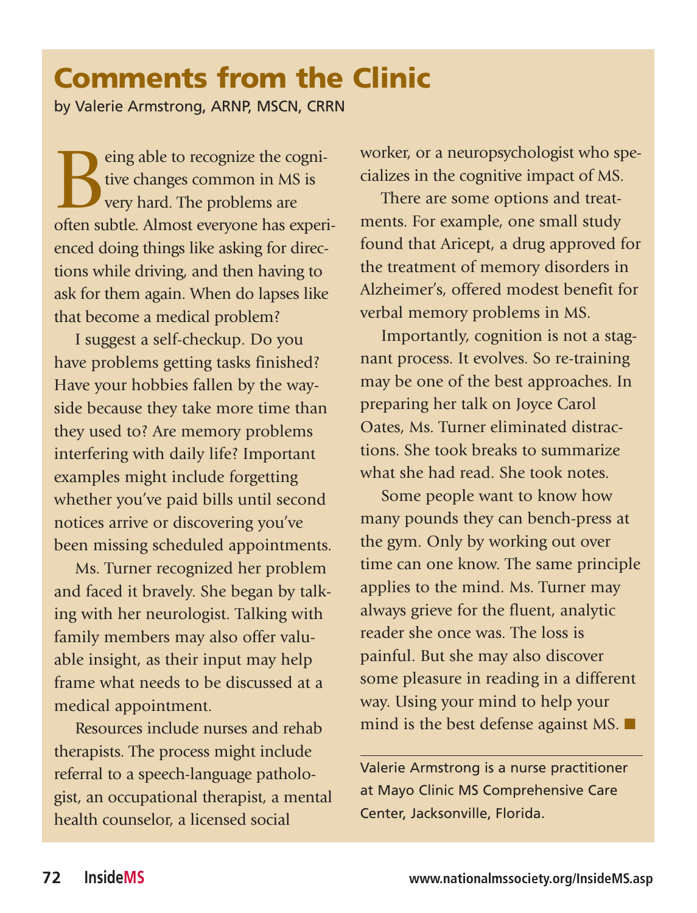# Comments from the Clinic

by Valerie Armstrong, ARNP, MSCN, CRRN

Being able to recognize the cognitive changes common in MS is very hard. The problems are often subtle. Almost everyone has experienced doing things like asking for directions while driving, and then having to ask for them again. When do lapses like that become a medical problem?

I suggest a self-checkup. Do you have problems getting tasks finished? Have your hobbies fallen by the wayside because they take more time than they used to? Are memory problems interfering with daily life? Important examples might include forgetting whether you've paid bills until second notices arrive or discovering you've been missing scheduled appointments.

Ms. Turner recognized her problem and faced it bravely. She began by talking with her neurologist. Talking with family members may also offer valuable insight, as their input may help frame what needs to be discussed at a medical appointment.

Resources include nurses and rehab therapists. The process might include referral to a speech-language pathologist, an occupational therapist, a mental health counselor, a licensed social worker, or a neuropsychologist who specializes in the cognitive impact of MS.

There are some options and treatments. For example, one small study found that Aricept, a drug approved for the treatment of memory disorders in Alzheimer's, offered modest benefit for verbal memory problems in MS.

Importantly, cognition is not a stagnant process. It evolves. So re-training may be one of the best approaches. In preparing her talk on Joyce Carol Oates, Ms. Turner eliminated distractions. She took breaks to summarize what she had read. She took notes.

Some people want to know how many pounds they can bench-press at the gym. Only by working out over time can one know. The same principle applies to the mind. Ms. Turner may always grieve for the fluent, analytic reader she once was. The loss is painful. But she may also discover some pleasure in reading in a different way. Using your mind to help your mind is the best defense against MS. ■

---

Valerie Armstrong is a nurse practitioner at Mayo Clinic MS Comprehensive Care Center, Jacksonville, Florida.